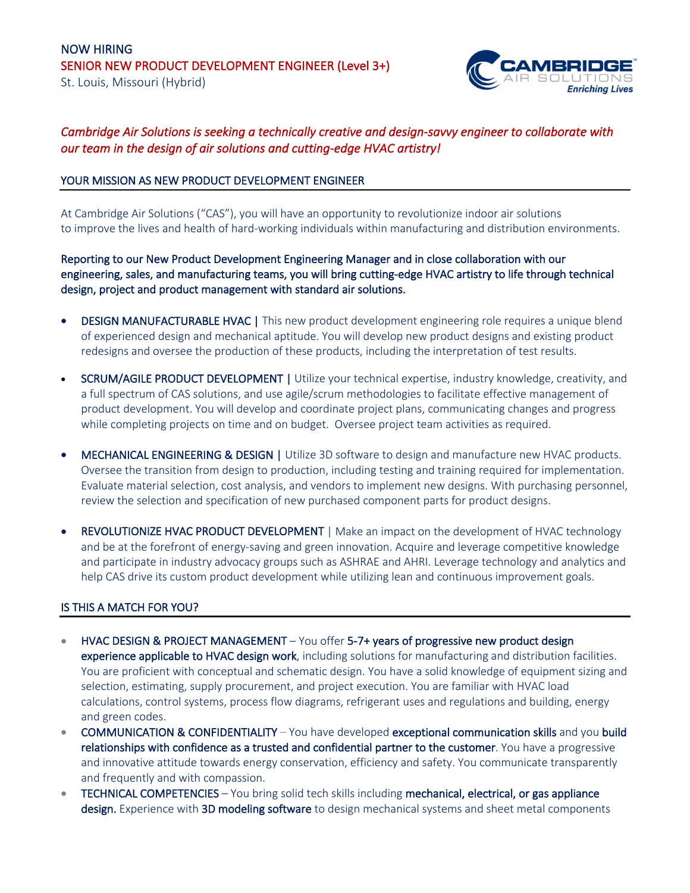NOW HIRING

# SENIOR NEW PRODUCT DEVELOPMENT ENGINEER (Level 3+)

St. Louis, Missouri (Hybrid)

CAMBRIDGE AIR SOLUTIONS
*Enriching Lives*

*Cambridge Air Solutions is seeking a technically creative and design-savvy engineer to collaborate with our team in the design of air solutions and cutting-edge HVAC artistry!*

## YOUR MISSION AS NEW PRODUCT DEVELOPMENT ENGINEER

At Cambridge Air Solutions ("CAS"), you will have an opportunity to revolutionize indoor air solutions to improve the lives and health of hard-working individuals within manufacturing and distribution environments.

**Reporting to our New Product Development Engineering Manager and in close collaboration with our engineering, sales, and manufacturing teams, you will bring cutting-edge HVAC artistry to life through technical design, project and product management with standard air solutions.**

- **DESIGN MANUFACTURABLE HVAC |** This new product development engineering role requires a unique blend of experienced design and mechanical aptitude. You will develop new product designs and existing product redesigns and oversee the production of these products, including the interpretation of test results.
- **SCRUM/AGILE PRODUCT DEVELOPMENT |** Utilize your technical expertise, industry knowledge, creativity, and a full spectrum of CAS solutions, and use agile/scrum methodologies to facilitate effective management of product development. You will develop and coordinate project plans, communicating changes and progress while completing projects on time and on budget. Oversee project team activities as required.
- **MECHANICAL ENGINEERING & DESIGN |** Utilize 3D software to design and manufacture new HVAC products. Oversee the transition from design to production, including testing and training required for implementation. Evaluate material selection, cost analysis, and vendors to implement new designs. With purchasing personnel, review the selection and specification of new purchased component parts for product designs.
- **REVOLUTIONIZE HVAC PRODUCT DEVELOPMENT** | Make an impact on the development of HVAC technology and be at the forefront of energy-saving and green innovation. Acquire and leverage competitive knowledge and participate in industry advocacy groups such as ASHRAE and AHRI. Leverage technology and analytics and help CAS drive its custom product development while utilizing lean and continuous improvement goals.

## IS THIS A MATCH FOR YOU?

- **HVAC DESIGN & PROJECT MANAGEMENT** – You offer **5-7+ years of progressive new product design experience applicable to HVAC design work**, including solutions for manufacturing and distribution facilities. You are proficient with conceptual and schematic design. You have a solid knowledge of equipment sizing and selection, estimating, supply procurement, and project execution. You are familiar with HVAC load calculations, control systems, process flow diagrams, refrigerant uses and regulations and building, energy and green codes.
- **COMMUNICATION & CONFIDENTIALITY** – You have developed **exceptional communication skills** and you **build relationships with confidence as a trusted and confidential partner to the customer**. You have a progressive and innovative attitude towards energy conservation, efficiency and safety. You communicate transparently and frequently and with compassion.
- **TECHNICAL COMPETENCIES** – You bring solid tech skills including **mechanical, electrical, or gas appliance design.** Experience with **3D modeling software** to design mechanical systems and sheet metal components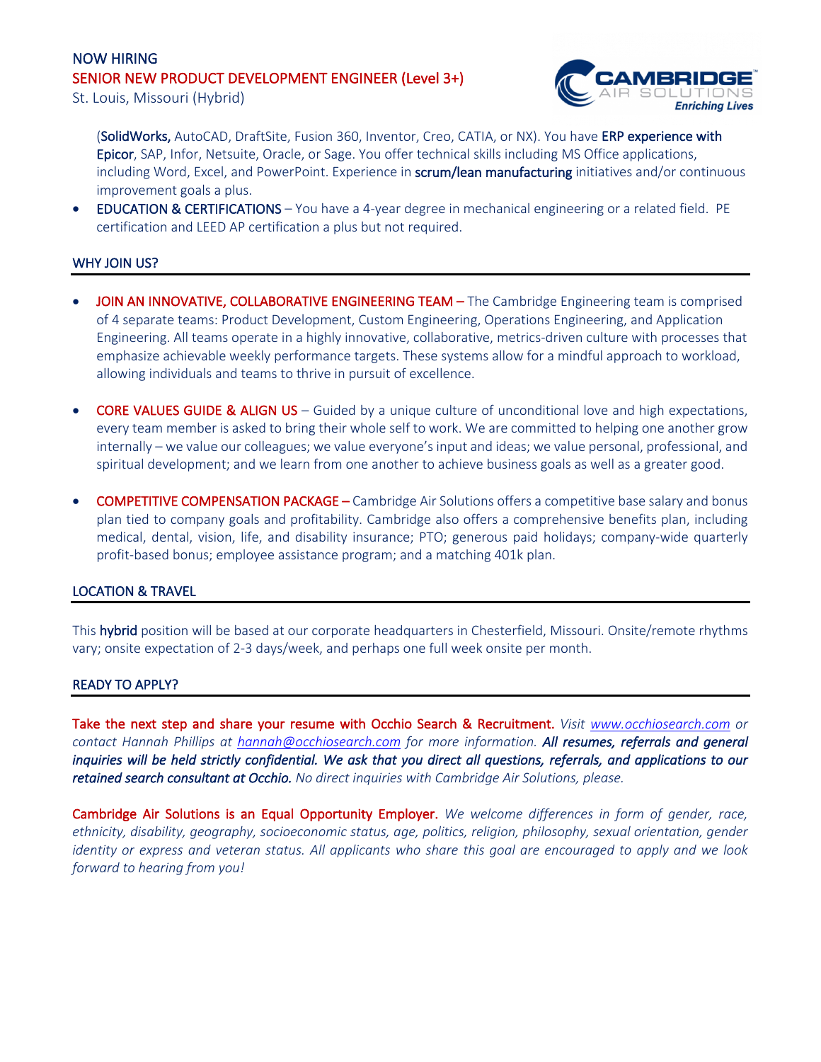NOW HIRING

SENIOR NEW PRODUCT DEVELOPMENT ENGINEER (Level 3+)

St. Louis, Missouri (Hybrid)

(**SolidWorks,** AutoCAD, DraftSite, Fusion 360, Inventor, Creo, CATIA, or NX). You have **ERP experience with Epicor**, SAP, Infor, Netsuite, Oracle, or Sage. You offer technical skills including MS Office applications, including Word, Excel, and PowerPoint. Experience in **scrum/lean manufacturing** initiatives and/or continuous improvement goals a plus.

- **EDUCATION & CERTIFICATIONS** – You have a 4-year degree in mechanical engineering or a related field. PE certification and LEED AP certification a plus but not required.

## WHY JOIN US?

- **JOIN AN INNOVATIVE, COLLABORATIVE ENGINEERING TEAM –** The Cambridge Engineering team is comprised of 4 separate teams: Product Development, Custom Engineering, Operations Engineering, and Application Engineering. All teams operate in a highly innovative, collaborative, metrics-driven culture with processes that emphasize achievable weekly performance targets. These systems allow for a mindful approach to workload, allowing individuals and teams to thrive in pursuit of excellence.

- **CORE VALUES GUIDE & ALIGN US** – Guided by a unique culture of unconditional love and high expectations, every team member is asked to bring their whole self to work. We are committed to helping one another grow internally – we value our colleagues; we value everyone's input and ideas; we value personal, professional, and spiritual development; and we learn from one another to achieve business goals as well as a greater good.

- **COMPETITIVE COMPENSATION PACKAGE –** Cambridge Air Solutions offers a competitive base salary and bonus plan tied to company goals and profitability. Cambridge also offers a comprehensive benefits plan, including medical, dental, vision, life, and disability insurance; PTO; generous paid holidays; company-wide quarterly profit-based bonus; employee assistance program; and a matching 401k plan.

## LOCATION & TRAVEL

This **hybrid** position will be based at our corporate headquarters in Chesterfield, Missouri. Onsite/remote rhythms vary; onsite expectation of 2-3 days/week, and perhaps one full week onsite per month.

## READY TO APPLY?

**Take the next step and share your resume with Occhio Search & Recruitment.** *Visit www.occhiosearch.com or contact Hannah Phillips at hannah@occhiosearch.com for more information.* ***All resumes, referrals and general inquiries will be held strictly confidential. We ask that you direct all questions, referrals, and applications to our retained search consultant at Occhio.*** *No direct inquiries with Cambridge Air Solutions, please.*

**Cambridge Air Solutions is an Equal Opportunity Employer.** *We welcome differences in form of gender, race, ethnicity, disability, geography, socioeconomic status, age, politics, religion, philosophy, sexual orientation, gender identity or express and veteran status. All applicants who share this goal are encouraged to apply and we look forward to hearing from you!*